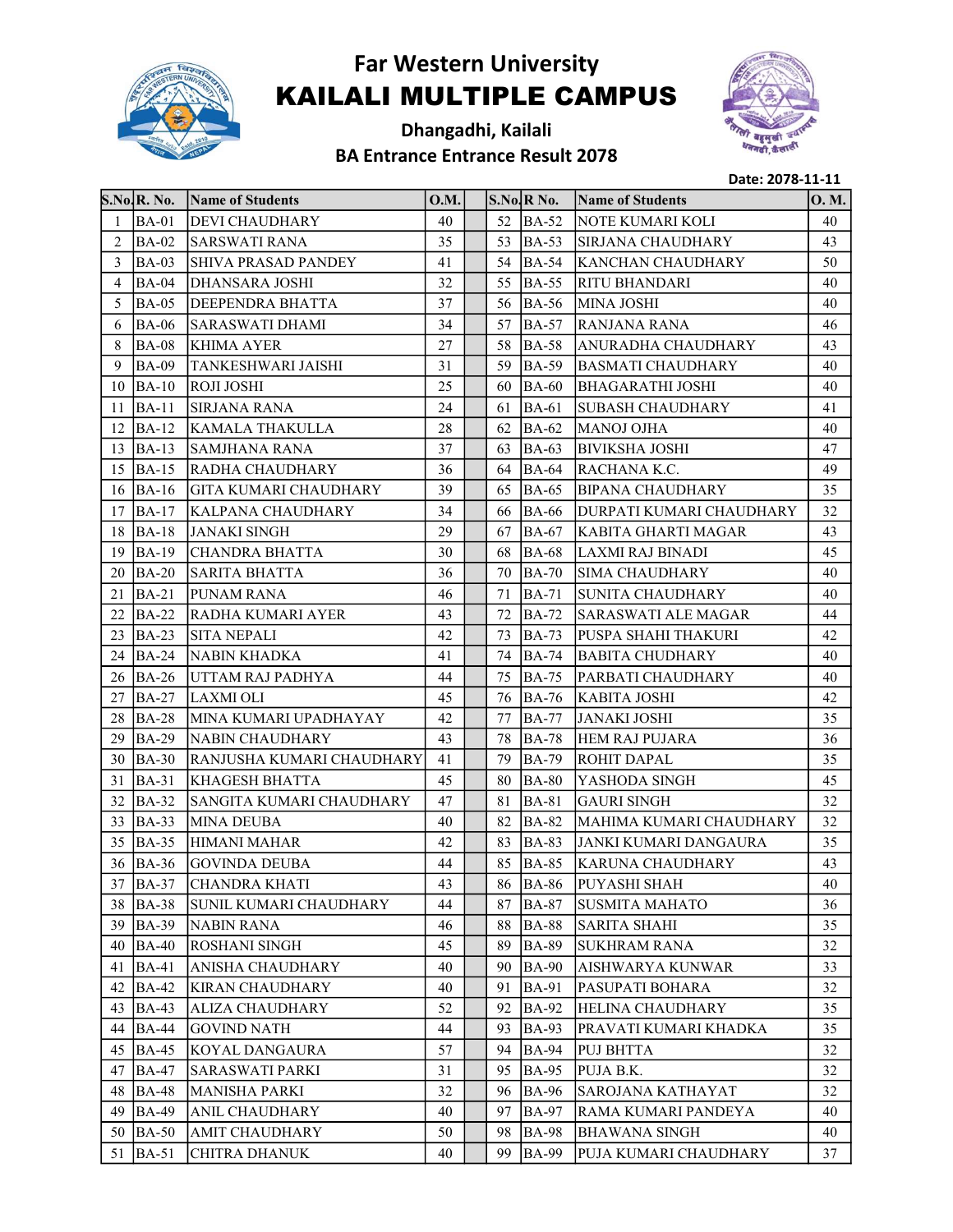# Far Western University

# KAILALI MULTIPLE CAMPUS

## Dhangadhi, Kailali

## BA Entrance Entrance Result 2078

Date: 2078-11-11

| S.No. | R. No. | Name of Students | O.M. | | S.No. | R No. | Name of Students | O. M. |
|---|---|---|---|---|---|---|---|---|
| 1 | BA-01 | DEVI CHAUDHARY | 40 | | 52 | BA-52 | NOTE KUMARI KOLI | 40 |
| 2 | BA-02 | SARSWATI RANA | 35 | | 53 | BA-53 | SIRJANA CHAUDHARY | 43 |
| 3 | BA-03 | SHIVA PRASAD PANDEY | 41 | | 54 | BA-54 | KANCHAN CHAUDHARY | 50 |
| 4 | BA-04 | DHANSARA JOSHI | 32 | | 55 | BA-55 | RITU BHANDARI | 40 |
| 5 | BA-05 | DEEPENDRA BHATTA | 37 | | 56 | BA-56 | MINA JOSHI | 40 |
| 6 | BA-06 | SARASWATI DHAMI | 34 | | 57 | BA-57 | RANJANA RANA | 46 |
| 8 | BA-08 | KHIMA AYER | 27 | | 58 | BA-58 | ANURADHA CHAUDHARY | 43 |
| 9 | BA-09 | TANKESHWARI JAISHI | 31 | | 59 | BA-59 | BASMATI CHAUDHARY | 40 |
| 10 | BA-10 | ROJI JOSHI | 25 | | 60 | BA-60 | BHAGARATHI JOSHI | 40 |
| 11 | BA-11 | SIRJANA RANA | 24 | | 61 | BA-61 | SUBASH CHAUDHARY | 41 |
| 12 | BA-12 | KAMALA THAKULLA | 28 | | 62 | BA-62 | MANOJ OJHA | 40 |
| 13 | BA-13 | SAMJHANA RANA | 37 | | 63 | BA-63 | BIVIKSHA JOSHI | 47 |
| 15 | BA-15 | RADHA CHAUDHARY | 36 | | 64 | BA-64 | RACHANA K.C. | 49 |
| 16 | BA-16 | GITA KUMARI CHAUDHARY | 39 | | 65 | BA-65 | BIPANA CHAUDHARY | 35 |
| 17 | BA-17 | KALPANA CHAUDHARY | 34 | | 66 | BA-66 | DURPATI KUMARI CHAUDHARY | 32 |
| 18 | BA-18 | JANAKI SINGH | 29 | | 67 | BA-67 | KABITA GHARTI MAGAR | 43 |
| 19 | BA-19 | CHANDRA BHATTA | 30 | | 68 | BA-68 | LAXMI RAJ BINADI | 45 |
| 20 | BA-20 | SARITA BHATTA | 36 | | 70 | BA-70 | SIMA CHAUDHARY | 40 |
| 21 | BA-21 | PUNAM RANA | 46 | | 71 | BA-71 | SUNITA CHAUDHARY | 40 |
| 22 | BA-22 | RADHA KUMARI AYER | 43 | | 72 | BA-72 | SARASWATI ALE MAGAR | 44 |
| 23 | BA-23 | SITA NEPALI | 42 | | 73 | BA-73 | PUSPA SHAHI THAKURI | 42 |
| 24 | BA-24 | NABIN KHADKA | 41 | | 74 | BA-74 | BABITA CHUDHARY | 40 |
| 26 | BA-26 | UTTAM RAJ PADHYA | 44 | | 75 | BA-75 | PARBATI CHAUDHARY | 40 |
| 27 | BA-27 | LAXMI OLI | 45 | | 76 | BA-76 | KABITA JOSHI | 42 |
| 28 | BA-28 | MINA KUMARI UPADHAYAY | 42 | | 77 | BA-77 | JANAKI JOSHI | 35 |
| 29 | BA-29 | NABIN CHAUDHARY | 43 | | 78 | BA-78 | HEM RAJ PUJARA | 36 |
| 30 | BA-30 | RANJUSHA KUMARI CHAUDHARY | 41 | | 79 | BA-79 | ROHIT DAPAL | 35 |
| 31 | BA-31 | KHAGESH BHATTA | 45 | | 80 | BA-80 | YASHODA SINGH | 45 |
| 32 | BA-32 | SANGITA KUMARI CHAUDHARY | 47 | | 81 | BA-81 | GAURI SINGH | 32 |
| 33 | BA-33 | MINA DEUBA | 40 | | 82 | BA-82 | MAHIMA KUMARI CHAUDHARY | 32 |
| 35 | BA-35 | HIMANI MAHAR | 42 | | 83 | BA-83 | JANKI KUMARI DANGAURA | 35 |
| 36 | BA-36 | GOVINDA DEUBA | 44 | | 85 | BA-85 | KARUNA CHAUDHARY | 43 |
| 37 | BA-37 | CHANDRA KHATI | 43 | | 86 | BA-86 | PUYASHI SHAH | 40 |
| 38 | BA-38 | SUNIL KUMARI CHAUDHARY | 44 | | 87 | BA-87 | SUSMITA MAHATO | 36 |
| 39 | BA-39 | NABIN RANA | 46 | | 88 | BA-88 | SARITA SHAHI | 35 |
| 40 | BA-40 | ROSHANI SINGH | 45 | | 89 | BA-89 | SUKHRAM RANA | 32 |
| 41 | BA-41 | ANISHA CHAUDHARY | 40 | | 90 | BA-90 | AISHWARYA KUNWAR | 33 |
| 42 | BA-42 | KIRAN CHAUDHARY | 40 | | 91 | BA-91 | PASUPATI BOHARA | 32 |
| 43 | BA-43 | ALIZA CHAUDHARY | 52 | | 92 | BA-92 | HELINA CHAUDHARY | 35 |
| 44 | BA-44 | GOVIND NATH | 44 | | 93 | BA-93 | PRAVATI KUMARI KHADKA | 35 |
| 45 | BA-45 | KOYAL DANGAURA | 57 | | 94 | BA-94 | PUJ BHTTA | 32 |
| 47 | BA-47 | SARASWATI PARKI | 31 | | 95 | BA-95 | PUJA B.K. | 32 |
| 48 | BA-48 | MANISHA PARKI | 32 | | 96 | BA-96 | SAROJANA KATHAYAT | 32 |
| 49 | BA-49 | ANIL CHAUDHARY | 40 | | 97 | BA-97 | RAMA KUMARI PANDEYA | 40 |
| 50 | BA-50 | AMIT CHAUDHARY | 50 | | 98 | BA-98 | BHAWANA SINGH | 40 |
| 51 | BA-51 | CHITRA DHANUK | 40 | | 99 | BA-99 | PUJA KUMARI CHAUDHARY | 37 |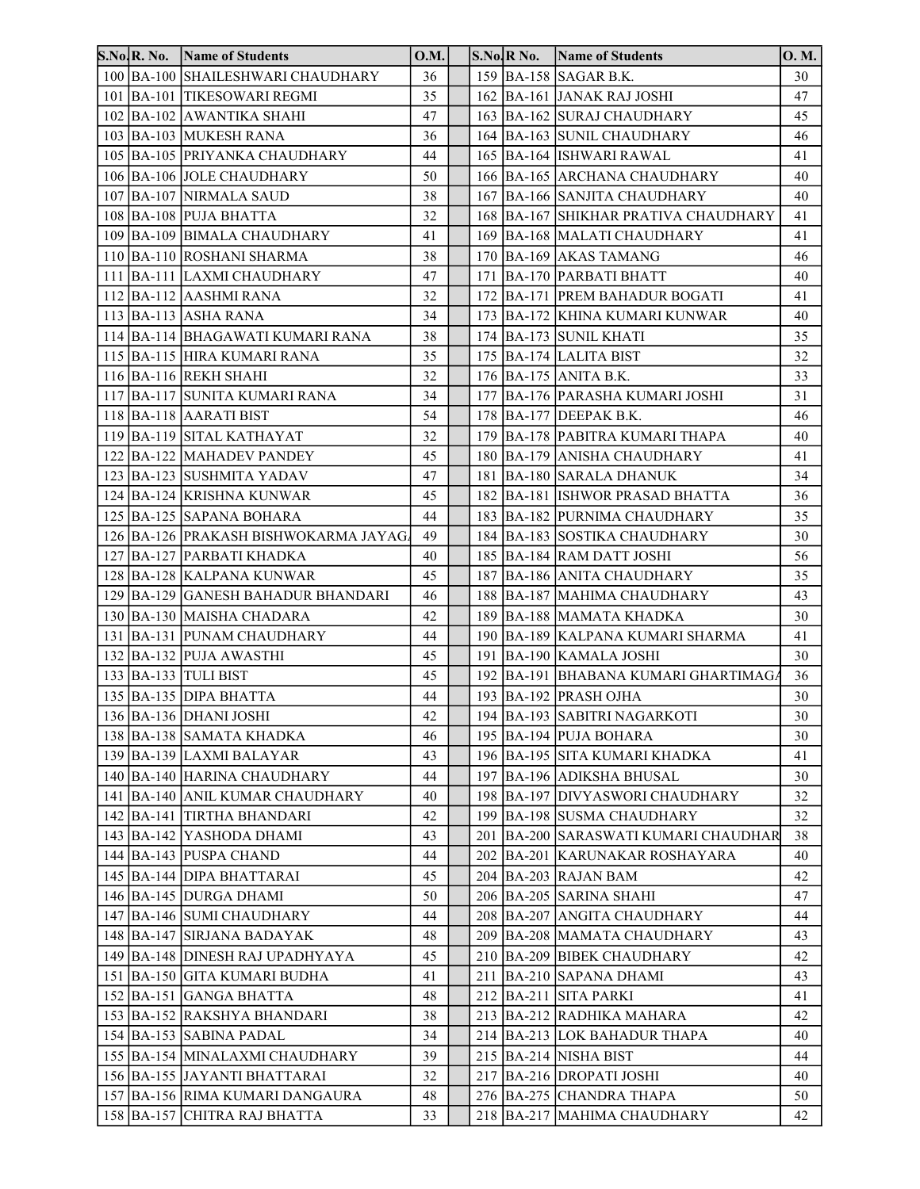| S.No. | R. No. | Name of Students | O.M. | | S.No. | R No. | Name of Students | O. M. |
|---|---|---|---|---|---|---|---|---|
| 100 | BA-100 | SHAILESHWARI CHAUDHARY | 36 | | 159 | BA-158 | SAGAR B.K. | 30 |
| 101 | BA-101 | TIKESOWARI REGMI | 35 | | 162 | BA-161 | JANAK RAJ JOSHI | 47 |
| 102 | BA-102 | AWANTIKA SHAHI | 47 | | 163 | BA-162 | SURAJ CHAUDHARY | 45 |
| 103 | BA-103 | MUKESH RANA | 36 | | 164 | BA-163 | SUNIL CHAUDHARY | 46 |
| 105 | BA-105 | PRIYANKA CHAUDHARY | 44 | | 165 | BA-164 | ISHWARI RAWAL | 41 |
| 106 | BA-106 | JOLE CHAUDHARY | 50 | | 166 | BA-165 | ARCHANA CHAUDHARY | 40 |
| 107 | BA-107 | NIRMALA SAUD | 38 | | 167 | BA-166 | SANJITA CHAUDHARY | 40 |
| 108 | BA-108 | PUJA BHATTA | 32 | | 168 | BA-167 | SHIKHAR PRATIVA CHAUDHARY | 41 |
| 109 | BA-109 | BIMALA CHAUDHARY | 41 | | 169 | BA-168 | MALATI CHAUDHARY | 41 |
| 110 | BA-110 | ROSHANI SHARMA | 38 | | 170 | BA-169 | AKAS TAMANG | 46 |
| 111 | BA-111 | LAXMI CHAUDHARY | 47 | | 171 | BA-170 | PARBATI BHATT | 40 |
| 112 | BA-112 | AASHMI RANA | 32 | | 172 | BA-171 | PREM BAHADUR BOGATI | 41 |
| 113 | BA-113 | ASHA RANA | 34 | | 173 | BA-172 | KHINA KUMARI KUNWAR | 40 |
| 114 | BA-114 | BHAGAWATI KUMARI RANA | 38 | | 174 | BA-173 | SUNIL KHATI | 35 |
| 115 | BA-115 | HIRA KUMARI RANA | 35 | | 175 | BA-174 | LALITA BIST | 32 |
| 116 | BA-116 | REKH SHAHI | 32 | | 176 | BA-175 | ANITA B.K. | 33 |
| 117 | BA-117 | SUNITA KUMARI RANA | 34 | | 177 | BA-176 | PARASHA KUMARI JOSHI | 31 |
| 118 | BA-118 | AARATI BIST | 54 | | 178 | BA-177 | DEEPAK B.K. | 46 |
| 119 | BA-119 | SITAL KATHAYAT | 32 | | 179 | BA-178 | PABITRA KUMARI THAPA | 40 |
| 122 | BA-122 | MAHADEV PANDEY | 45 | | 180 | BA-179 | ANISHA CHAUDHARY | 41 |
| 123 | BA-123 | SUSHMITA YADAV | 47 | | 181 | BA-180 | SARALA DHANUK | 34 |
| 124 | BA-124 | KRISHNA KUNWAR | 45 | | 182 | BA-181 | ISHWOR PRASAD BHATTA | 36 |
| 125 | BA-125 | SAPANA BOHARA | 44 | | 183 | BA-182 | PURNIMA CHAUDHARY | 35 |
| 126 | BA-126 | PRAKASH BISHWOKARMA JAYAG | 49 | | 184 | BA-183 | SOSTIKA CHAUDHARY | 30 |
| 127 | BA-127 | PARBATI KHADKA | 40 | | 185 | BA-184 | RAM DATT JOSHI | 56 |
| 128 | BA-128 | KALPANA KUNWAR | 45 | | 187 | BA-186 | ANITA CHAUDHARY | 35 |
| 129 | BA-129 | GANESH BAHADUR BHANDARI | 46 | | 188 | BA-187 | MAHIMA CHAUDHARY | 43 |
| 130 | BA-130 | MAISHA CHADARA | 42 | | 189 | BA-188 | MAMATA KHADKA | 30 |
| 131 | BA-131 | PUNAM CHAUDHARY | 44 | | 190 | BA-189 | KALPANA KUMARI SHARMA | 41 |
| 132 | BA-132 | PUJA AWASTHI | 45 | | 191 | BA-190 | KAMALA JOSHI | 30 |
| 133 | BA-133 | TULI BIST | 45 | | 192 | BA-191 | BHABANA KUMARI GHARTIMAGA | 36 |
| 135 | BA-135 | DIPA BHATTA | 44 | | 193 | BA-192 | PRASH OJHA | 30 |
| 136 | BA-136 | DHANI JOSHI | 42 | | 194 | BA-193 | SABITRI NAGARKOTI | 30 |
| 138 | BA-138 | SAMATA KHADKA | 46 | | 195 | BA-194 | PUJA BOHARA | 30 |
| 139 | BA-139 | LAXMI BALAYAR | 43 | | 196 | BA-195 | SITA KUMARI KHADKA | 41 |
| 140 | BA-140 | HARINA CHAUDHARY | 44 | | 197 | BA-196 | ADIKSHA BHUSAL | 30 |
| 141 | BA-140 | ANIL KUMAR CHAUDHARY | 40 | | 198 | BA-197 | DIVYASWORI CHAUDHARY | 32 |
| 142 | BA-141 | TIRTHA BHANDARI | 42 | | 199 | BA-198 | SUSMA CHAUDHARY | 32 |
| 143 | BA-142 | YASHODA DHAMI | 43 | | 201 | BA-200 | SARASWATI KUMARI CHAUDHAR | 38 |
| 144 | BA-143 | PUSPA CHAND | 44 | | 202 | BA-201 | KARUNAKAR ROSHAYARA | 40 |
| 145 | BA-144 | DIPA BHATTARAI | 45 | | 204 | BA-203 | RAJAN BAM | 42 |
| 146 | BA-145 | DURGA DHAMI | 50 | | 206 | BA-205 | SARINA SHAHI | 47 |
| 147 | BA-146 | SUMI CHAUDHARY | 44 | | 208 | BA-207 | ANGITA CHAUDHARY | 44 |
| 148 | BA-147 | SIRJANA BADAYAK | 48 | | 209 | BA-208 | MAMATA CHAUDHARY | 43 |
| 149 | BA-148 | DINESH RAJ UPADHYAYA | 45 | | 210 | BA-209 | BIBEK CHAUDHARY | 42 |
| 151 | BA-150 | GITA KUMARI BUDHA | 41 | | 211 | BA-210 | SAPANA DHAMI | 43 |
| 152 | BA-151 | GANGA BHATTA | 48 | | 212 | BA-211 | SITA PARKI | 41 |
| 153 | BA-152 | RAKSHYA BHANDARI | 38 | | 213 | BA-212 | RADHIKA MAHARA | 42 |
| 154 | BA-153 | SABINA PADAL | 34 | | 214 | BA-213 | LOK BAHADUR THAPA | 40 |
| 155 | BA-154 | MINALAXMI CHAUDHARY | 39 | | 215 | BA-214 | NISHA BIST | 44 |
| 156 | BA-155 | JAYANTI BHATTARAI | 32 | | 217 | BA-216 | DROPATI JOSHI | 40 |
| 157 | BA-156 | RIMA KUMARI DANGAURA | 48 | | 276 | BA-275 | CHANDRA THAPA | 50 |
| 158 | BA-157 | CHITRA RAJ BHATTA | 33 | | 218 | BA-217 | MAHIMA CHAUDHARY | 42 |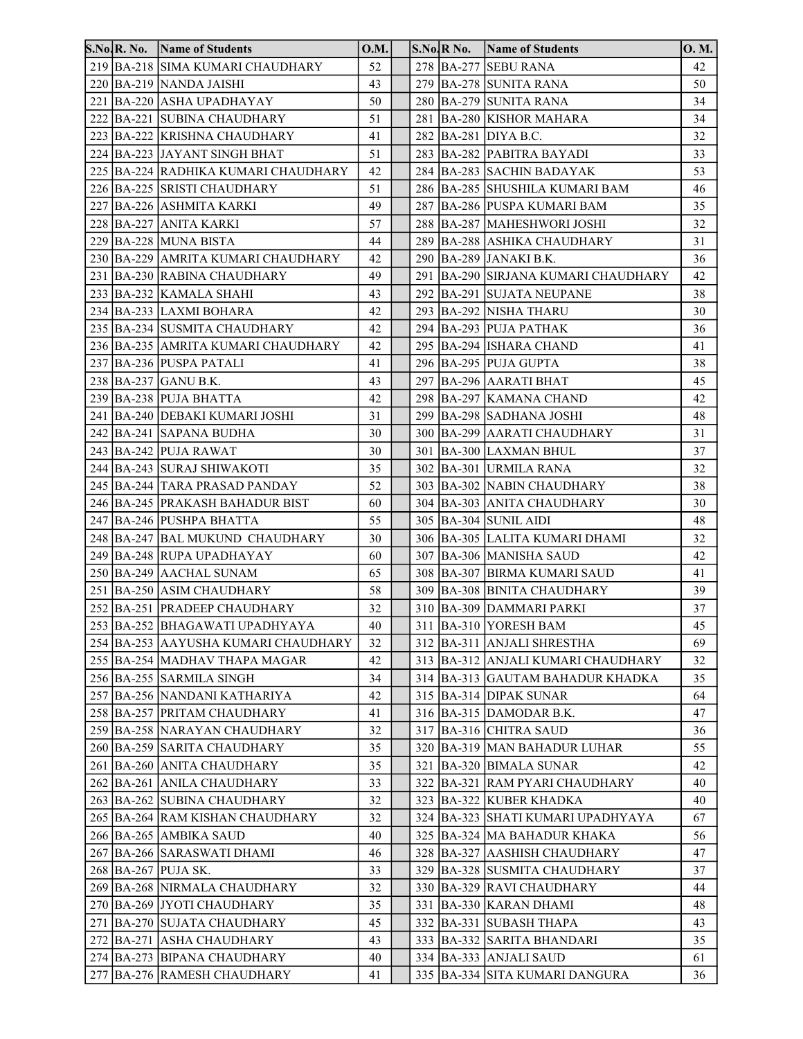| S.No. | R. No. | Name of Students | O.M. | | S.No. | R No. | Name of Students | O. M. |
|---|---|---|---|---|---|---|---|---|
| 219 | BA-218 | SIMA KUMARI CHAUDHARY | 52 | | 278 | BA-277 | SEBU RANA | 42 |
| 220 | BA-219 | NANDA JAISHI | 43 | | 279 | BA-278 | SUNITA RANA | 50 |
| 221 | BA-220 | ASHA UPADHAYAY | 50 | | 280 | BA-279 | SUNITA RANA | 34 |
| 222 | BA-221 | SUBINA CHAUDHARY | 51 | | 281 | BA-280 | KISHOR MAHARA | 34 |
| 223 | BA-222 | KRISHNA CHAUDHARY | 41 | | 282 | BA-281 | DIYA B.C. | 32 |
| 224 | BA-223 | JAYANT SINGH BHAT | 51 | | 283 | BA-282 | PABITRA BAYADI | 33 |
| 225 | BA-224 | RADHIKA KUMARI CHAUDHARY | 42 | | 284 | BA-283 | SACHIN BADAYAK | 53 |
| 226 | BA-225 | SRISTI CHAUDHARY | 51 | | 286 | BA-285 | SHUSHILA KUMARI BAM | 46 |
| 227 | BA-226 | ASHMITA KARKI | 49 | | 287 | BA-286 | PUSPA KUMARI BAM | 35 |
| 228 | BA-227 | ANITA KARKI | 57 | | 288 | BA-287 | MAHESHWORI JOSHI | 32 |
| 229 | BA-228 | MUNA BISTA | 44 | | 289 | BA-288 | ASHIKA CHAUDHARY | 31 |
| 230 | BA-229 | AMRITA KUMARI CHAUDHARY | 42 | | 290 | BA-289 | JANAKI B.K. | 36 |
| 231 | BA-230 | RABINA CHAUDHARY | 49 | | 291 | BA-290 | SIRJANA KUMARI CHAUDHARY | 42 |
| 233 | BA-232 | KAMALA SHAHI | 43 | | 292 | BA-291 | SUJATA NEUPANE | 38 |
| 234 | BA-233 | LAXMI BOHARA | 42 | | 293 | BA-292 | NISHA THARU | 30 |
| 235 | BA-234 | SUSMITA CHAUDHARY | 42 | | 294 | BA-293 | PUJA PATHAK | 36 |
| 236 | BA-235 | AMRITA KUMARI CHAUDHARY | 42 | | 295 | BA-294 | ISHARA CHAND | 41 |
| 237 | BA-236 | PUSPA PATALI | 41 | | 296 | BA-295 | PUJA GUPTA | 38 |
| 238 | BA-237 | GANU B.K. | 43 | | 297 | BA-296 | AARATI BHAT | 45 |
| 239 | BA-238 | PUJA BHATTA | 42 | | 298 | BA-297 | KAMANA CHAND | 42 |
| 241 | BA-240 | DEBAKI KUMARI JOSHI | 31 | | 299 | BA-298 | SADHANA JOSHI | 48 |
| 242 | BA-241 | SAPANA BUDHA | 30 | | 300 | BA-299 | AARATI CHAUDHARY | 31 |
| 243 | BA-242 | PUJA RAWAT | 30 | | 301 | BA-300 | LAXMAN BHUL | 37 |
| 244 | BA-243 | SURAJ SHIWAKOTI | 35 | | 302 | BA-301 | URMILA RANA | 32 |
| 245 | BA-244 | TARA PRASAD PANDAY | 52 | | 303 | BA-302 | NABIN CHAUDHARY | 38 |
| 246 | BA-245 | PRAKASH BAHADUR BIST | 60 | | 304 | BA-303 | ANITA CHAUDHARY | 30 |
| 247 | BA-246 | PUSHPA BHATTA | 55 | | 305 | BA-304 | SUNIL AIDI | 48 |
| 248 | BA-247 | BAL MUKUND CHAUDHARY | 30 | | 306 | BA-305 | LALITA KUMARI DHAMI | 32 |
| 249 | BA-248 | RUPA UPADHAYAY | 60 | | 307 | BA-306 | MANISHA SAUD | 42 |
| 250 | BA-249 | AACHAL SUNAM | 65 | | 308 | BA-307 | BIRMA KUMARI SAUD | 41 |
| 251 | BA-250 | ASIM CHAUDHARY | 58 | | 309 | BA-308 | BINITA CHAUDHARY | 39 |
| 252 | BA-251 | PRADEEP CHAUDHARY | 32 | | 310 | BA-309 | DAMMARI PARKI | 37 |
| 253 | BA-252 | BHAGAWATI UPADHYAYA | 40 | | 311 | BA-310 | YORESH BAM | 45 |
| 254 | BA-253 | AAYUSHA KUMARI CHAUDHARY | 32 | | 312 | BA-311 | ANJALI SHRESTHA | 69 |
| 255 | BA-254 | MADHAV THAPA MAGAR | 42 | | 313 | BA-312 | ANJALI KUMARI CHAUDHARY | 32 |
| 256 | BA-255 | SARMILA SINGH | 34 | | 314 | BA-313 | GAUTAM BAHADUR KHADKA | 35 |
| 257 | BA-256 | NANDANI KATHARIYA | 42 | | 315 | BA-314 | DIPAK SUNAR | 64 |
| 258 | BA-257 | PRITAM CHAUDHARY | 41 | | 316 | BA-315 | DAMODAR B.K. | 47 |
| 259 | BA-258 | NARAYAN CHAUDHARY | 32 | | 317 | BA-316 | CHITRA SAUD | 36 |
| 260 | BA-259 | SARITA CHAUDHARY | 35 | | 320 | BA-319 | MAN BAHADUR LUHAR | 55 |
| 261 | BA-260 | ANITA CHAUDHARY | 35 | | 321 | BA-320 | BIMALA SUNAR | 42 |
| 262 | BA-261 | ANILA CHAUDHARY | 33 | | 322 | BA-321 | RAM PYARI CHAUDHARY | 40 |
| 263 | BA-262 | SUBINA CHAUDHARY | 32 | | 323 | BA-322 | KUBER KHADKA | 40 |
| 265 | BA-264 | RAM KISHAN CHAUDHARY | 32 | | 324 | BA-323 | SHATI KUMARI UPADHYAYA | 67 |
| 266 | BA-265 | AMBIKA SAUD | 40 | | 325 | BA-324 | MA BAHADUR KHAKA | 56 |
| 267 | BA-266 | SARASWATI DHAMI | 46 | | 328 | BA-327 | AASHISH CHAUDHARY | 47 |
| 268 | BA-267 | PUJA SK. | 33 | | 329 | BA-328 | SUSMITA CHAUDHARY | 37 |
| 269 | BA-268 | NIRMALA CHAUDHARY | 32 | | 330 | BA-329 | RAVI CHAUDHARY | 44 |
| 270 | BA-269 | JYOTI CHAUDHARY | 35 | | 331 | BA-330 | KARAN DHAMI | 48 |
| 271 | BA-270 | SUJATA CHAUDHARY | 45 | | 332 | BA-331 | SUBASH THAPA | 43 |
| 272 | BA-271 | ASHA CHAUDHARY | 43 | | 333 | BA-332 | SARITA BHANDARI | 35 |
| 274 | BA-273 | BIPANA CHAUDHARY | 40 | | 334 | BA-333 | ANJALI SAUD | 61 |
| 277 | BA-276 | RAMESH CHAUDHARY | 41 | | 335 | BA-334 | SITA KUMARI DANGURA | 36 |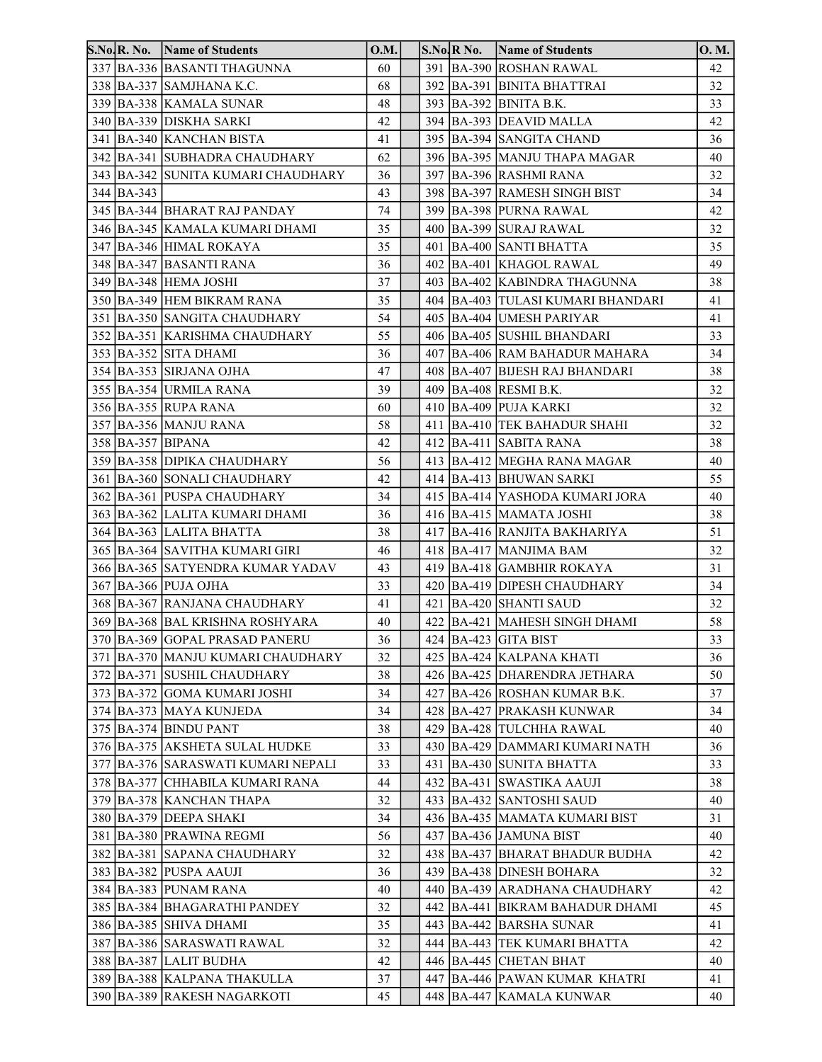| S.No. | R. No. | Name of Students | O.M. | | S.No. | R No. | Name of Students | O. M. |
|---|---|---|---|---|---|---|---|---|
| 337 | BA-336 | BASANTI THAGUNNA | 60 | | 391 | BA-390 | ROSHAN RAWAL | 42 |
| 338 | BA-337 | SAMJHANA K.C. | 68 | | 392 | BA-391 | BINITA BHATTRAI | 32 |
| 339 | BA-338 | KAMALA SUNAR | 48 | | 393 | BA-392 | BINITA B.K. | 33 |
| 340 | BA-339 | DISKHA SARKI | 42 | | 394 | BA-393 | DEAVID MALLA | 42 |
| 341 | BA-340 | KANCHAN BISTA | 41 | | 395 | BA-394 | SANGITA CHAND | 36 |
| 342 | BA-341 | SUBHADRA CHAUDHARY | 62 | | 396 | BA-395 | MANJU THAPA MAGAR | 40 |
| 343 | BA-342 | SUNITA KUMARI CHAUDHARY | 36 | | 397 | BA-396 | RASHMI RANA | 32 |
| 344 | BA-343 | | 43 | | 398 | BA-397 | RAMESH SINGH BIST | 34 |
| 345 | BA-344 | BHARAT RAJ PANDAY | 74 | | 399 | BA-398 | PURNA RAWAL | 42 |
| 346 | BA-345 | KAMALA KUMARI DHAMI | 35 | | 400 | BA-399 | SURAJ RAWAL | 32 |
| 347 | BA-346 | HIMAL ROKAYA | 35 | | 401 | BA-400 | SANTI BHATTA | 35 |
| 348 | BA-347 | BASANTI RANA | 36 | | 402 | BA-401 | KHAGOL RAWAL | 49 |
| 349 | BA-348 | HEMA JOSHI | 37 | | 403 | BA-402 | KABINDRA THAGUNNA | 38 |
| 350 | BA-349 | HEM BIKRAM RANA | 35 | | 404 | BA-403 | TULASI KUMARI BHANDARI | 41 |
| 351 | BA-350 | SANGITA CHAUDHARY | 54 | | 405 | BA-404 | UMESH PARIYAR | 41 |
| 352 | BA-351 | KARISHMA CHAUDHARY | 55 | | 406 | BA-405 | SUSHIL BHANDARI | 33 |
| 353 | BA-352 | SITA DHAMI | 36 | | 407 | BA-406 | RAM BAHADUR MAHARA | 34 |
| 354 | BA-353 | SIRJANA OJHA | 47 | | 408 | BA-407 | BIJESH RAJ BHANDARI | 38 |
| 355 | BA-354 | URMILA RANA | 39 | | 409 | BA-408 | RESMI B.K. | 32 |
| 356 | BA-355 | RUPA RANA | 60 | | 410 | BA-409 | PUJA KARKI | 32 |
| 357 | BA-356 | MANJU RANA | 58 | | 411 | BA-410 | TEK BAHADUR SHAHI | 32 |
| 358 | BA-357 | BIPANA | 42 | | 412 | BA-411 | SABITA RANA | 38 |
| 359 | BA-358 | DIPIKA CHAUDHARY | 56 | | 413 | BA-412 | MEGHA RANA MAGAR | 40 |
| 361 | BA-360 | SONALI CHAUDHARY | 42 | | 414 | BA-413 | BHUWAN SARKI | 55 |
| 362 | BA-361 | PUSPA CHAUDHARY | 34 | | 415 | BA-414 | YASHODA KUMARI JORA | 40 |
| 363 | BA-362 | LALITA KUMARI DHAMI | 36 | | 416 | BA-415 | MAMATA JOSHI | 38 |
| 364 | BA-363 | LALITA BHATTA | 38 | | 417 | BA-416 | RANJITA BAKHARIYA | 51 |
| 365 | BA-364 | SAVITHA KUMARI GIRI | 46 | | 418 | BA-417 | MANJIMA BAM | 32 |
| 366 | BA-365 | SATYENDRA KUMAR YADAV | 43 | | 419 | BA-418 | GAMBHIR ROKAYA | 31 |
| 367 | BA-366 | PUJA OJHA | 33 | | 420 | BA-419 | DIPESH CHAUDHARY | 34 |
| 368 | BA-367 | RANJANA CHAUDHARY | 41 | | 421 | BA-420 | SHANTI SAUD | 32 |
| 369 | BA-368 | BAL KRISHNA ROSHYARA | 40 | | 422 | BA-421 | MAHESH SINGH DHAMI | 58 |
| 370 | BA-369 | GOPAL PRASAD PANERU | 36 | | 424 | BA-423 | GITA BIST | 33 |
| 371 | BA-370 | MANJU KUMARI CHAUDHARY | 32 | | 425 | BA-424 | KALPANA KHATI | 36 |
| 372 | BA-371 | SUSHIL CHAUDHARY | 38 | | 426 | BA-425 | DHARENDRA JETHARA | 50 |
| 373 | BA-372 | GOMA KUMARI JOSHI | 34 | | 427 | BA-426 | ROSHAN KUMAR B.K. | 37 |
| 374 | BA-373 | MAYA KUNJEDA | 34 | | 428 | BA-427 | PRAKASH KUNWAR | 34 |
| 375 | BA-374 | BINDU PANT | 38 | | 429 | BA-428 | TULCHHA RAWAL | 40 |
| 376 | BA-375 | AKSHETA SULAL HUDKE | 33 | | 430 | BA-429 | DAMMARI KUMARI NATH | 36 |
| 377 | BA-376 | SARASWATI KUMARI NEPALI | 33 | | 431 | BA-430 | SUNITA BHATTA | 33 |
| 378 | BA-377 | CHHABILA KUMARI RANA | 44 | | 432 | BA-431 | SWASTIKA AAUJI | 38 |
| 379 | BA-378 | KANCHAN THAPA | 32 | | 433 | BA-432 | SANTOSHI SAUD | 40 |
| 380 | BA-379 | DEEPA SHAKI | 34 | | 436 | BA-435 | MAMATA KUMARI BIST | 31 |
| 381 | BA-380 | PRAWINA REGMI | 56 | | 437 | BA-436 | JAMUNA BIST | 40 |
| 382 | BA-381 | SAPANA CHAUDHARY | 32 | | 438 | BA-437 | BHARAT BHADUR BUDHA | 42 |
| 383 | BA-382 | PUSPA AAUJI | 36 | | 439 | BA-438 | DINESH BOHARA | 32 |
| 384 | BA-383 | PUNAM RANA | 40 | | 440 | BA-439 | ARADHANA CHAUDHARY | 42 |
| 385 | BA-384 | BHAGARATHI PANDEY | 32 | | 442 | BA-441 | BIKRAM BAHADUR DHAMI | 45 |
| 386 | BA-385 | SHIVA DHAMI | 35 | | 443 | BA-442 | BARSHA SUNAR | 41 |
| 387 | BA-386 | SARASWATI RAWAL | 32 | | 444 | BA-443 | TEK KUMARI BHATTA | 42 |
| 388 | BA-387 | LALIT BUDHA | 42 | | 446 | BA-445 | CHETAN BHAT | 40 |
| 389 | BA-388 | KALPANA THAKULLA | 37 | | 447 | BA-446 | PAWAN KUMAR KHATRI | 41 |
| 390 | BA-389 | RAKESH NAGARKOTI | 45 | | 448 | BA-447 | KAMALA KUNWAR | 40 |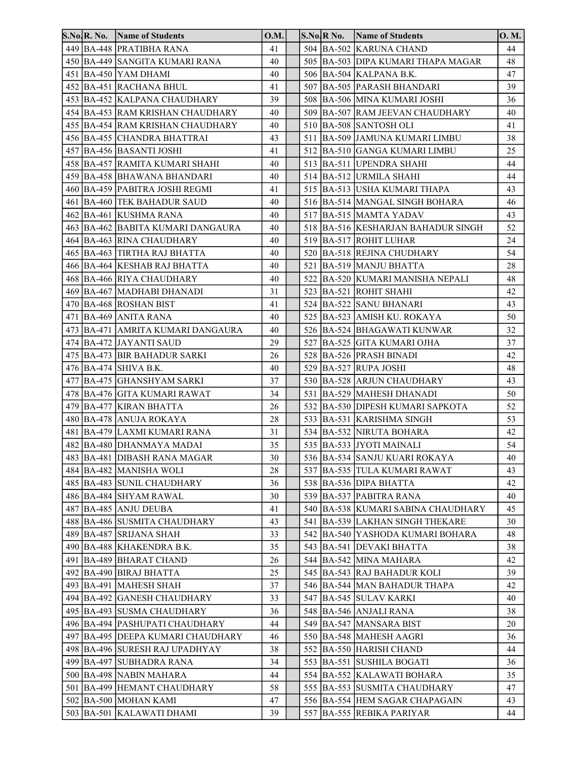| S.No. | R. No. | Name of Students | O.M. | | S.No. | R No. | Name of Students | O. M. |
|---|---|---|---|---|---|---|---|---|
| 449 | BA-448 | PRATIBHA RANA | 41 | | 504 | BA-502 | KARUNA CHAND | 44 |
| 450 | BA-449 | SANGITA KUMARI RANA | 40 | | 505 | BA-503 | DIPA KUMARI THAPA MAGAR | 48 |
| 451 | BA-450 | YAM DHAMI | 40 | | 506 | BA-504 | KALPANA B.K. | 47 |
| 452 | BA-451 | RACHANA BHUL | 41 | | 507 | BA-505 | PARASH BHANDARI | 39 |
| 453 | BA-452 | KALPANA CHAUDHARY | 39 | | 508 | BA-506 | MINA KUMARI JOSHI | 36 |
| 454 | BA-453 | RAM KRISHAN CHAUDHARY | 40 | | 509 | BA-507 | RAM JEEVAN CHAUDHARY | 40 |
| 455 | BA-454 | RAM KRISHAN CHAUDHARY | 40 | | 510 | BA-508 | SANTOSH OLI | 41 |
| 456 | BA-455 | CHANDRA BHATTRAI | 43 | | 511 | BA-509 | JAMUNA KUMARI LIMBU | 38 |
| 457 | BA-456 | BASANTI JOSHI | 41 | | 512 | BA-510 | GANGA KUMARI LIMBU | 25 |
| 458 | BA-457 | RAMITA KUMARI SHAHI | 40 | | 513 | BA-511 | UPENDRA SHAHI | 44 |
| 459 | BA-458 | BHAWANA BHANDARI | 40 | | 514 | BA-512 | URMILA SHAHI | 44 |
| 460 | BA-459 | PABITRA JOSHI REGMI | 41 | | 515 | BA-513 | USHA KUMARI THAPA | 43 |
| 461 | BA-460 | TEK BAHADUR SAUD | 40 | | 516 | BA-514 | MANGAL SINGH BOHARA | 46 |
| 462 | BA-461 | KUSHMA RANA | 40 | | 517 | BA-515 | MAMTA YADAV | 43 |
| 463 | BA-462 | BABITA KUMARI DANGAURA | 40 | | 518 | BA-516 | KESHARJAN BAHADUR SINGH | 52 |
| 464 | BA-463 | RINA CHAUDHARY | 40 | | 519 | BA-517 | ROHIT LUHAR | 24 |
| 465 | BA-463 | TIRTHA RAJ BHATTA | 40 | | 520 | BA-518 | REJINA CHUDHARY | 54 |
| 466 | BA-464 | KESHAB RAJ BHATTA | 40 | | 521 | BA-519 | MANJU BHATTA | 28 |
| 468 | BA-466 | RIYA CHAUDHARY | 40 | | 522 | BA-520 | KUMARI MANISHA NEPALI | 48 |
| 469 | BA-467 | MADHABI DHANADI | 31 | | 523 | BA-521 | ROHIT SHAHI | 42 |
| 470 | BA-468 | ROSHAN BIST | 41 | | 524 | BA-522 | SANU BHANARI | 43 |
| 471 | BA-469 | ANITA RANA | 40 | | 525 | BA-523 | AMISH KU. ROKAYA | 50 |
| 473 | BA-471 | AMRITA KUMARI DANGAURA | 40 | | 526 | BA-524 | BHAGAWATI KUNWAR | 32 |
| 474 | BA-472 | JAYANTI SAUD | 29 | | 527 | BA-525 | GITA KUMARI OJHA | 37 |
| 475 | BA-473 | BIR BAHADUR SARKI | 26 | | 528 | BA-526 | PRASH BINADI | 42 |
| 476 | BA-474 | SHIVA B.K. | 40 | | 529 | BA-527 | RUPA JOSHI | 48 |
| 477 | BA-475 | GHANSHYAM SARKI | 37 | | 530 | BA-528 | ARJUN CHAUDHARY | 43 |
| 478 | BA-476 | GITA KUMARI RAWAT | 34 | | 531 | BA-529 | MAHESH DHANADI | 50 |
| 479 | BA-477 | KIRAN BHATTA | 26 | | 532 | BA-530 | DIPESH KUMARI SAPKOTA | 52 |
| 480 | BA-478 | ANUJA ROKAYA | 28 | | 533 | BA-531 | KARISHMA SINGH | 53 |
| 481 | BA-479 | LAXMI KUMARI RANA | 31 | | 534 | BA-532 | NIRUTA BOHARA | 42 |
| 482 | BA-480 | DHANMAYA MADAI | 35 | | 535 | BA-533 | JYOTI MAINALI | 54 |
| 483 | BA-481 | DIBASH RANA MAGAR | 30 | | 536 | BA-534 | SANJU KUARI ROKAYA | 40 |
| 484 | BA-482 | MANISHA WOLI | 28 | | 537 | BA-535 | TULA KUMARI RAWAT | 43 |
| 485 | BA-483 | SUNIL CHAUDHARY | 36 | | 538 | BA-536 | DIPA BHATTA | 42 |
| 486 | BA-484 | SHYAM RAWAL | 30 | | 539 | BA-537 | PABITRA RANA | 40 |
| 487 | BA-485 | ANJU DEUBA | 41 | | 540 | BA-538 | KUMARI SABINA CHAUDHARY | 45 |
| 488 | BA-486 | SUSMITA CHAUDHARY | 43 | | 541 | BA-539 | LAKHAN SINGH THEKARE | 30 |
| 489 | BA-487 | SRIJANA SHAH | 33 | | 542 | BA-540 | YASHODA KUMARI BOHARA | 48 |
| 490 | BA-488 | KHAKENDRA B.K. | 35 | | 543 | BA-541 | DEVAKI BHATTA | 38 |
| 491 | BA-489 | BHARAT CHAND | 26 | | 544 | BA-542 | MINA MAHARA | 42 |
| 492 | BA-490 | BIRAJ BHATTA | 25 | | 545 | BA-543 | RAJ BAHADUR KOLI | 39 |
| 493 | BA-491 | MAHESH SHAH | 37 | | 546 | BA-544 | MAN BAHADUR THAPA | 42 |
| 494 | BA-492 | GANESH CHAUDHARY | 33 | | 547 | BA-545 | SULAV KARKI | 40 |
| 495 | BA-493 | SUSMA CHAUDHARY | 36 | | 548 | BA-546 | ANJALI RANA | 38 |
| 496 | BA-494 | PASHUPATI CHAUDHARY | 44 | | 549 | BA-547 | MANSARA BIST | 20 |
| 497 | BA-495 | DEEPA KUMARI CHAUDHARY | 46 | | 550 | BA-548 | MAHESH AAGRI | 36 |
| 498 | BA-496 | SURESH RAJ UPADHYAY | 38 | | 552 | BA-550 | HARISH CHAND | 44 |
| 499 | BA-497 | SUBHADRA RANA | 34 | | 553 | BA-551 | SUSHILA BOGATI | 36 |
| 500 | BA-498 | NABIN MAHARA | 44 | | 554 | BA-552 | KALAWATI BOHARA | 35 |
| 501 | BA-499 | HEMANT CHAUDHARY | 58 | | 555 | BA-553 | SUSMITA CHAUDHARY | 47 |
| 502 | BA-500 | MOHAN KAMI | 47 | | 556 | BA-554 | HEM SAGAR CHAPAGAIN | 43 |
| 503 | BA-501 | KALAWATI DHAMI | 39 | | 557 | BA-555 | REBIKA PARIYAR | 44 |